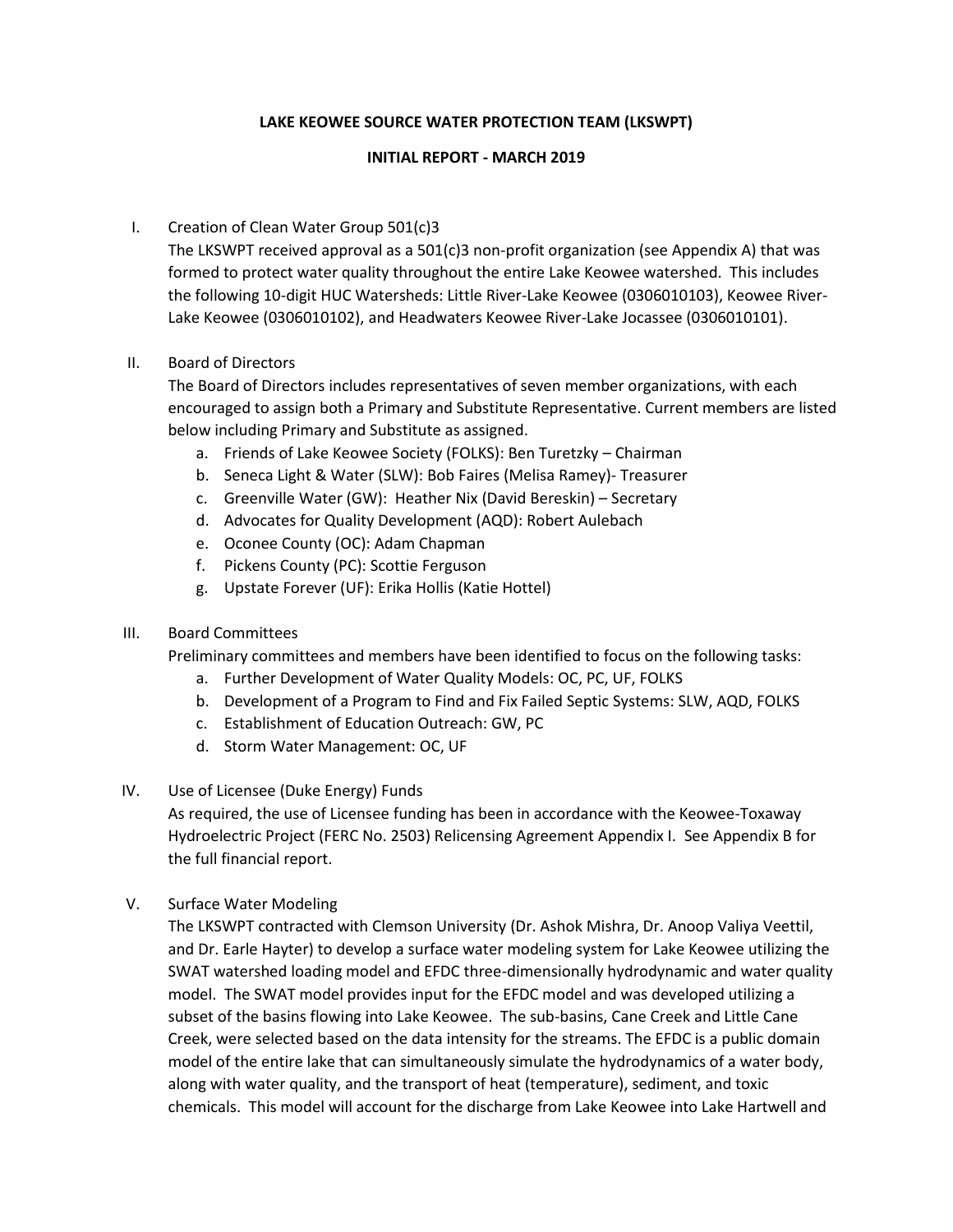# LAKE KEOWEE SOURCE WATER PROTECTION TEAM (LKSWPT)

## INITIAL REPORT - MARCH 2019

I. Creation of Clean Water Group 501(c)3

The LKSWPT received approval as a 501(c)3 non-profit organization (see Appendix A) that was formed to protect water quality throughout the entire Lake Keowee watershed. This includes the following 10-digit HUC Watersheds: Little River-Lake Keowee (0306010103), Keowee River-Lake Keowee (0306010102), and Headwaters Keowee River-Lake Jocassee (0306010101).

II. Board of Directors

The Board of Directors includes representatives of seven member organizations, with each encouraged to assign both a Primary and Substitute Representative. Current members are listed below including Primary and Substitute as assigned.

a. Friends of Lake Keowee Society (FOLKS): Ben Turetzky – Chairman
b. Seneca Light & Water (SLW): Bob Faires (Melisa Ramey)- Treasurer
c. Greenville Water (GW): Heather Nix (David Bereskin) – Secretary
d. Advocates for Quality Development (AQD): Robert Aulebach
e. Oconee County (OC): Adam Chapman
f. Pickens County (PC): Scottie Ferguson
g. Upstate Forever (UF): Erika Hollis (Katie Hottel)

III. Board Committees

Preliminary committees and members have been identified to focus on the following tasks:

a. Further Development of Water Quality Models: OC, PC, UF, FOLKS
b. Development of a Program to Find and Fix Failed Septic Systems: SLW, AQD, FOLKS
c. Establishment of Education Outreach: GW, PC
d. Storm Water Management: OC, UF

IV. Use of Licensee (Duke Energy) Funds

As required, the use of Licensee funding has been in accordance with the Keowee-Toxaway Hydroelectric Project (FERC No. 2503) Relicensing Agreement Appendix I. See Appendix B for the full financial report.

V. Surface Water Modeling

The LKSWPT contracted with Clemson University (Dr. Ashok Mishra, Dr. Anoop Valiya Veettil, and Dr. Earle Hayter) to develop a surface water modeling system for Lake Keowee utilizing the SWAT watershed loading model and EFDC three-dimensionally hydrodynamic and water quality model. The SWAT model provides input for the EFDC model and was developed utilizing a subset of the basins flowing into Lake Keowee. The sub-basins, Cane Creek and Little Cane Creek, were selected based on the data intensity for the streams. The EFDC is a public domain model of the entire lake that can simultaneously simulate the hydrodynamics of a water body, along with water quality, and the transport of heat (temperature), sediment, and toxic chemicals. This model will account for the discharge from Lake Keowee into Lake Hartwell and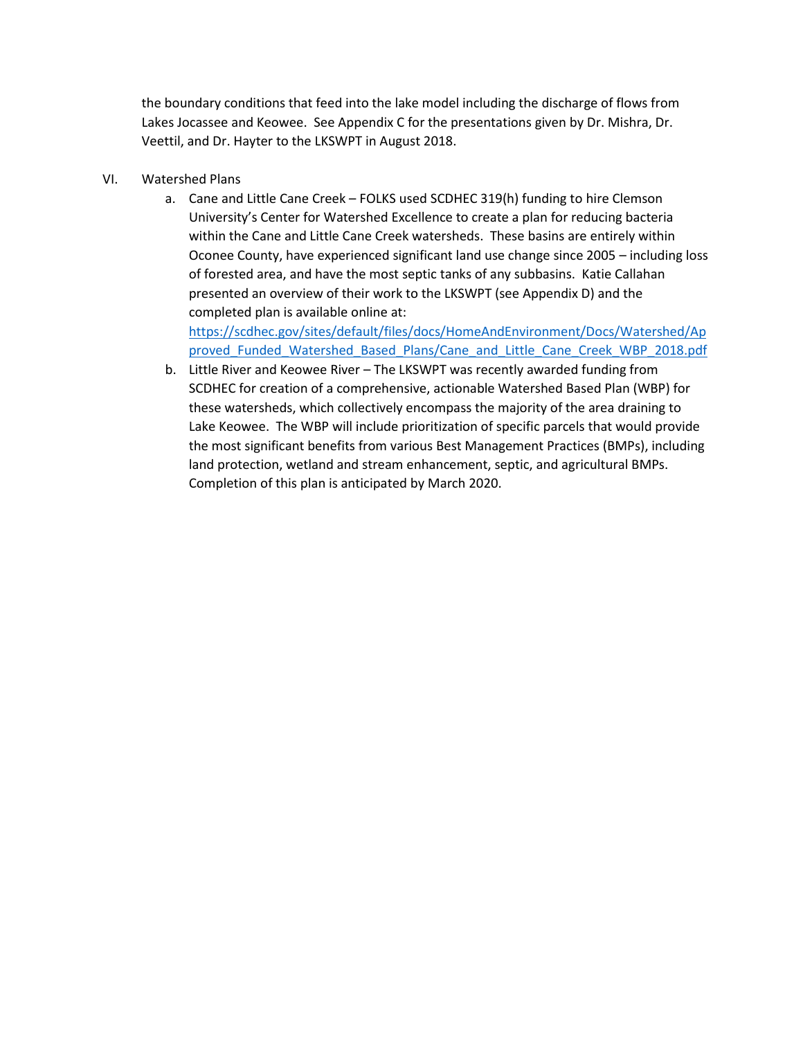the boundary conditions that feed into the lake model including the discharge of flows from Lakes Jocassee and Keowee. See Appendix C for the presentations given by Dr. Mishra, Dr. Veettil, and Dr. Hayter to the LKSWPT in August 2018.

VI. Watershed Plans

a. Cane and Little Cane Creek – FOLKS used SCDHEC 319(h) funding to hire Clemson University's Center for Watershed Excellence to create a plan for reducing bacteria within the Cane and Little Cane Creek watersheds. These basins are entirely within Oconee County, have experienced significant land use change since 2005 – including loss of forested area, and have the most septic tanks of any subbasins. Katie Callahan presented an overview of their work to the LKSWPT (see Appendix D) and the completed plan is available online at: https://scdhec.gov/sites/default/files/docs/HomeAndEnvironment/Docs/Watershed/Approved_Funded_Watershed_Based_Plans/Cane_and_Little_Cane_Creek_WBP_2018.pdf

b. Little River and Keowee River – The LKSWPT was recently awarded funding from SCDHEC for creation of a comprehensive, actionable Watershed Based Plan (WBP) for these watersheds, which collectively encompass the majority of the area draining to Lake Keowee. The WBP will include prioritization of specific parcels that would provide the most significant benefits from various Best Management Practices (BMPs), including land protection, wetland and stream enhancement, septic, and agricultural BMPs. Completion of this plan is anticipated by March 2020.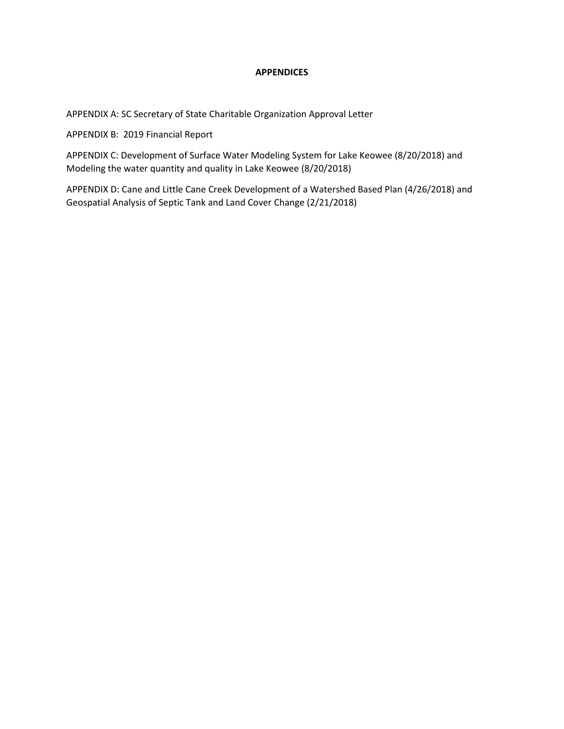**APPENDICES**

APPENDIX A: SC Secretary of State Charitable Organization Approval Letter

APPENDIX B: 2019 Financial Report

APPENDIX C: Development of Surface Water Modeling System for Lake Keowee (8/20/2018) and Modeling the water quantity and quality in Lake Keowee (8/20/2018)

APPENDIX D: Cane and Little Cane Creek Development of a Watershed Based Plan (4/26/2018) and Geospatial Analysis of Septic Tank and Land Cover Change (2/21/2018)